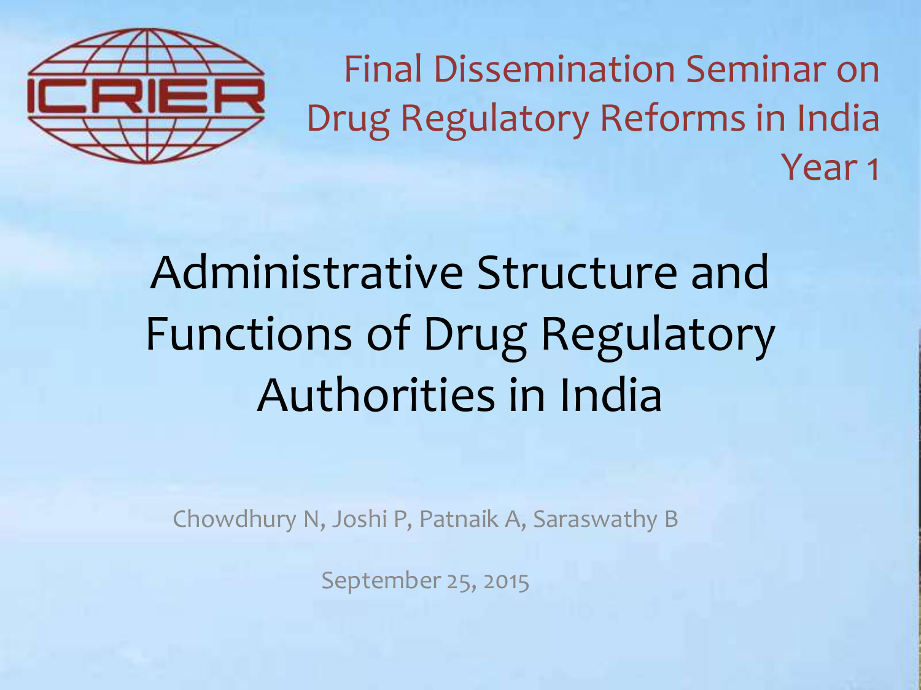Final Dissemination Seminar on Drug Regulatory Reforms in India Year 1

# Administrative Structure and Functions of Drug Regulatory Authorities in India

Chowdhury N, Joshi P, Patnaik A, Saraswathy B

September 25, 2015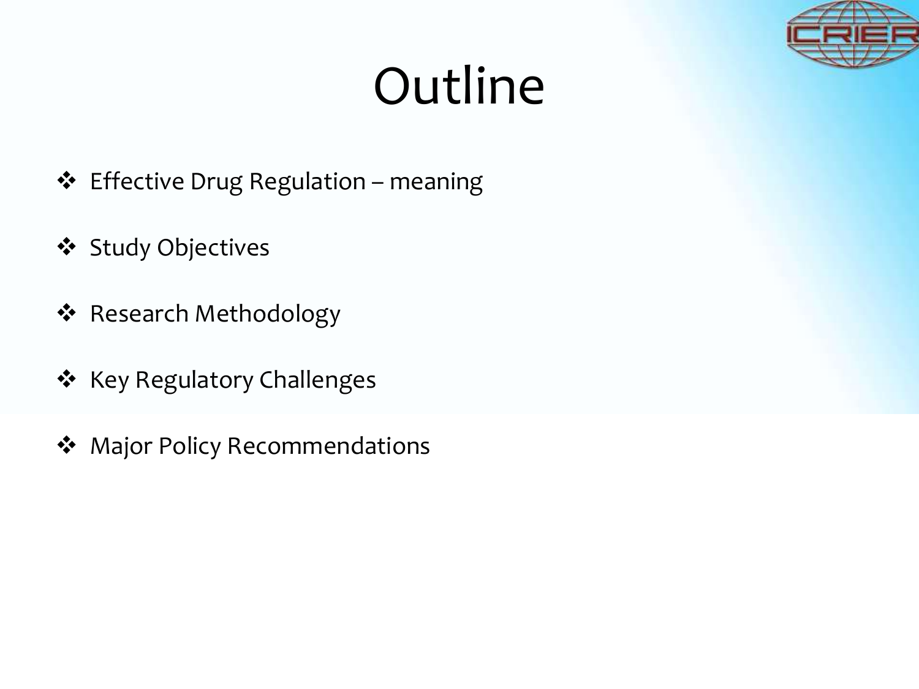# Outline

- Effective Drug Regulation – meaning
- Study Objectives
- Research Methodology
- Key Regulatory Challenges
- Major Policy Recommendations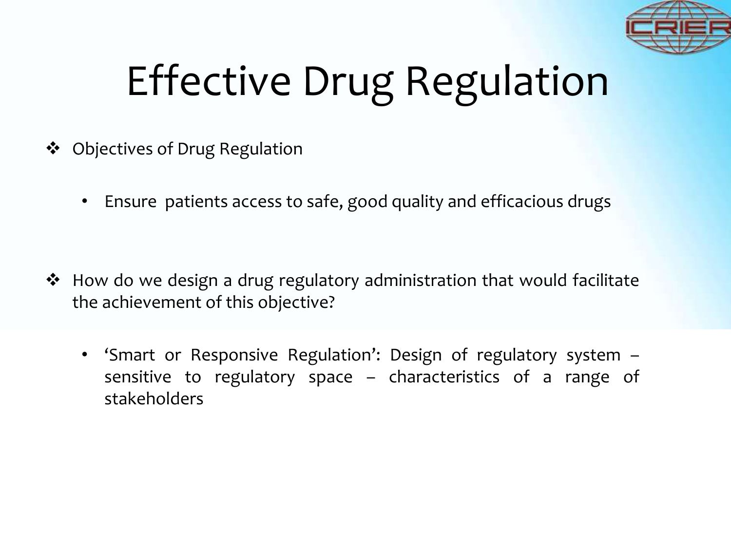# Effective Drug Regulation

- Objectives of Drug Regulation

  - Ensure  patients access to safe, good quality and efficacious drugs

- How do we design a drug regulatory administration that would facilitate the achievement of this objective?

  - 'Smart or Responsive Regulation': Design of regulatory system – sensitive to regulatory space – characteristics of a range of stakeholders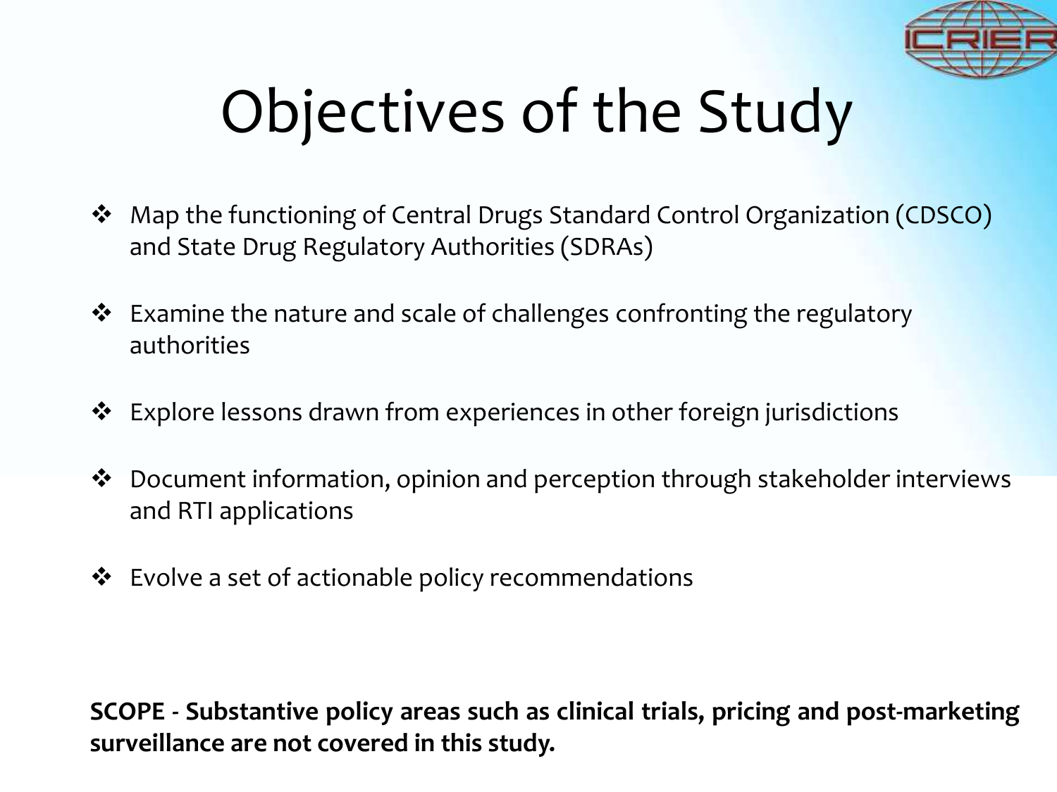# Objectives of the Study

- Map the functioning of Central Drugs Standard Control Organization (CDSCO) and State Drug Regulatory Authorities (SDRAs)
- Examine the nature and scale of challenges confronting the regulatory authorities
- Explore lessons drawn from experiences in other foreign jurisdictions
- Document information, opinion and perception through stakeholder interviews and RTI applications
- Evolve a set of actionable policy recommendations

**SCOPE - Substantive policy areas such as clinical trials, pricing and post-marketing surveillance are not covered in this study.**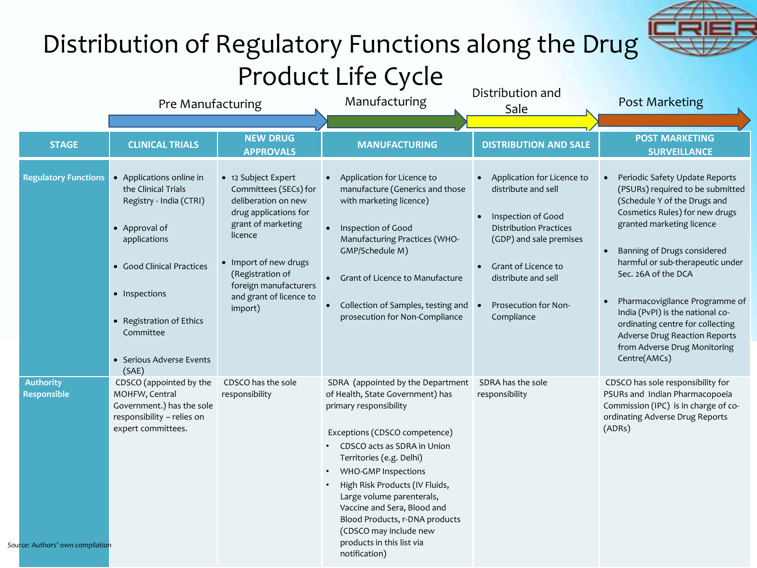# Distribution of Regulatory Functions along the Drug Product Life Cycle

| | Pre Manufacturing | | Manufacturing | Distribution and Sale | Post Marketing |
|---|---|---|---|---|---|
| **STAGE** | **CLINICAL TRIALS** | **NEW DRUG APPROVALS** | **MANUFACTURING** | **DISTRIBUTION AND SALE** | **POST MARKETING SURVEILLANCE** |
| **Regulatory Functions** | • Applications online in the Clinical Trials Registry - India (CTRI)<br>• Approval of applications<br>• Good Clinical Practices<br>• Inspections<br>• Registration of Ethics Committee<br>• Serious Adverse Events (SAE) | • 12 Subject Expert Committees (SECs) for deliberation on new drug applications for grant of marketing licence<br>• Import of new drugs (Registration of foreign manufacturers and grant of licence to import) | • Application for Licence to manufacture (Generics and those with marketing licence)<br>• Inspection of Good Manufacturing Practices (WHO-GMP/Schedule M)<br>• Grant of Licence to Manufacture<br>• Collection of Samples, testing and prosecution for Non-Compliance | • Application for Licence to distribute and sell<br>• Inspection of Good Distribution Practices (GDP) and sale premises<br>• Grant of Licence to distribute and sell<br>• Prosecution for Non-Compliance | • Periodic Safety Update Reports (PSURs) required to be submitted (Schedule Y of the Drugs and Cosmetics Rules) for new drugs granted marketing licence<br>• Banning of Drugs considered harmful or sub-therapeutic under Sec. 26A of the DCA<br>• Pharmacovigilance Programme of India (PvPI) is the national co-ordinating centre for collecting Adverse Drug Reaction Reports from Adverse Drug Monitoring Centre(AMCs) |
| **Authority Responsible** | CDSCO (appointed by the MOHFW, Central Government.) has the sole responsibility – relies on expert committees. | CDSCO has the sole responsibility | SDRA (appointed by the Department of Health, State Government) has primary responsibility<br><br>Exceptions (CDSCO competence)<br>• CDSCO acts as SDRA in Union Territories (e.g. Delhi)<br>• WHO-GMP Inspections<br>• High Risk Products (IV Fluids, Large volume parenterals, Vaccine and Sera, Blood and Blood Products, r-DNA products (CDSCO may include new products in this list via notification) | SDRA has the sole responsibility | CDSCO has sole responsibility for PSURs and Indian Pharmacopoeia Commission (IPC) is in charge of co-ordinating Adverse Drug Reports (ADRs) |

*Source:* Authors' own compilation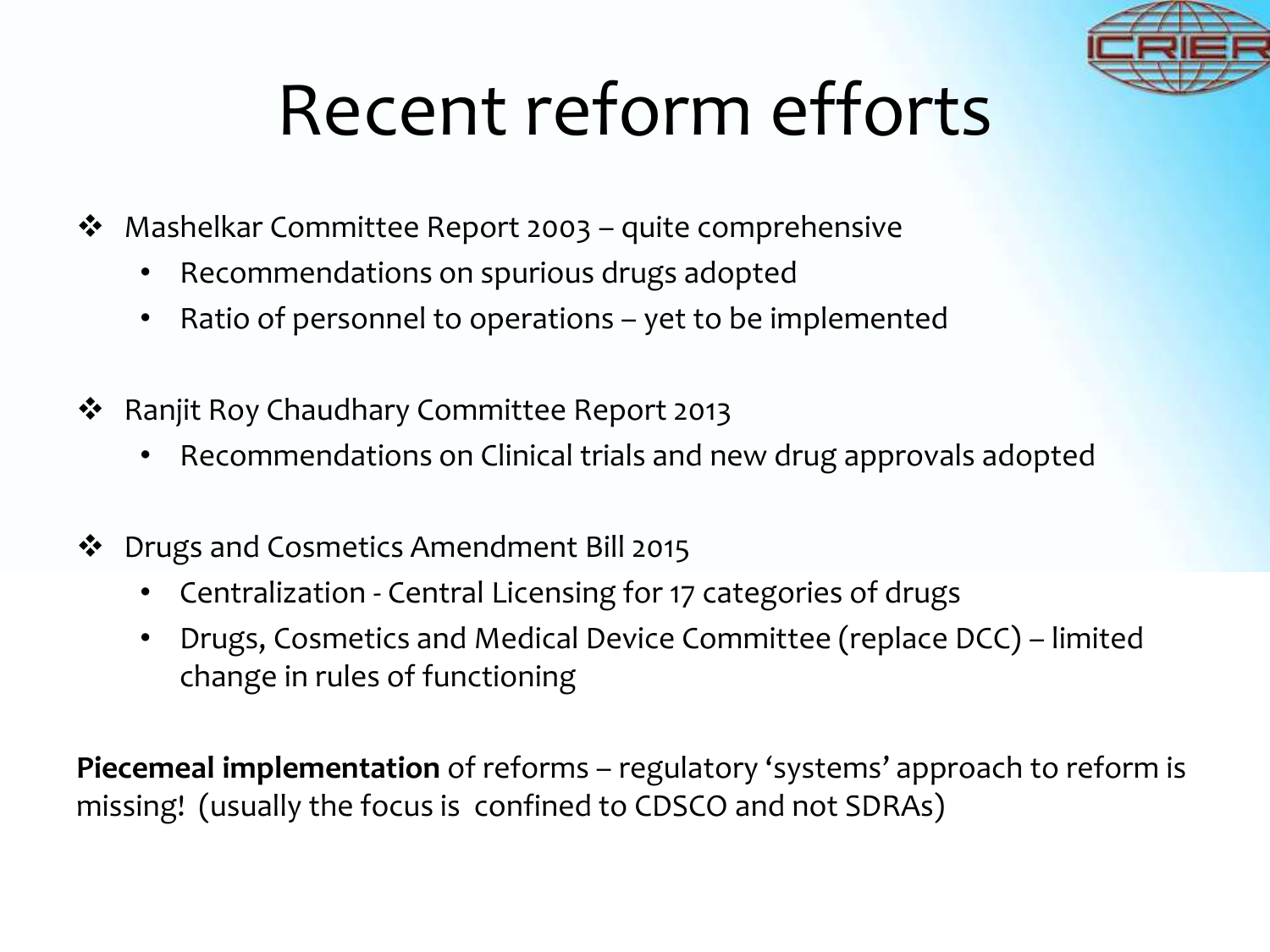# Recent reform efforts

- Mashelkar Committee Report 2003 – quite comprehensive
  - Recommendations on spurious drugs adopted
  - Ratio of personnel to operations – yet to be implemented

- Ranjit Roy Chaudhary Committee Report 2013
  - Recommendations on Clinical trials and new drug approvals adopted

- Drugs and Cosmetics Amendment Bill 2015
  - Centralization - Central Licensing for 17 categories of drugs
  - Drugs, Cosmetics and Medical Device Committee (replace DCC) – limited change in rules of functioning

**Piecemeal implementation** of reforms – regulatory 'systems' approach to reform is missing! (usually the focus is confined to CDSCO and not SDRAs)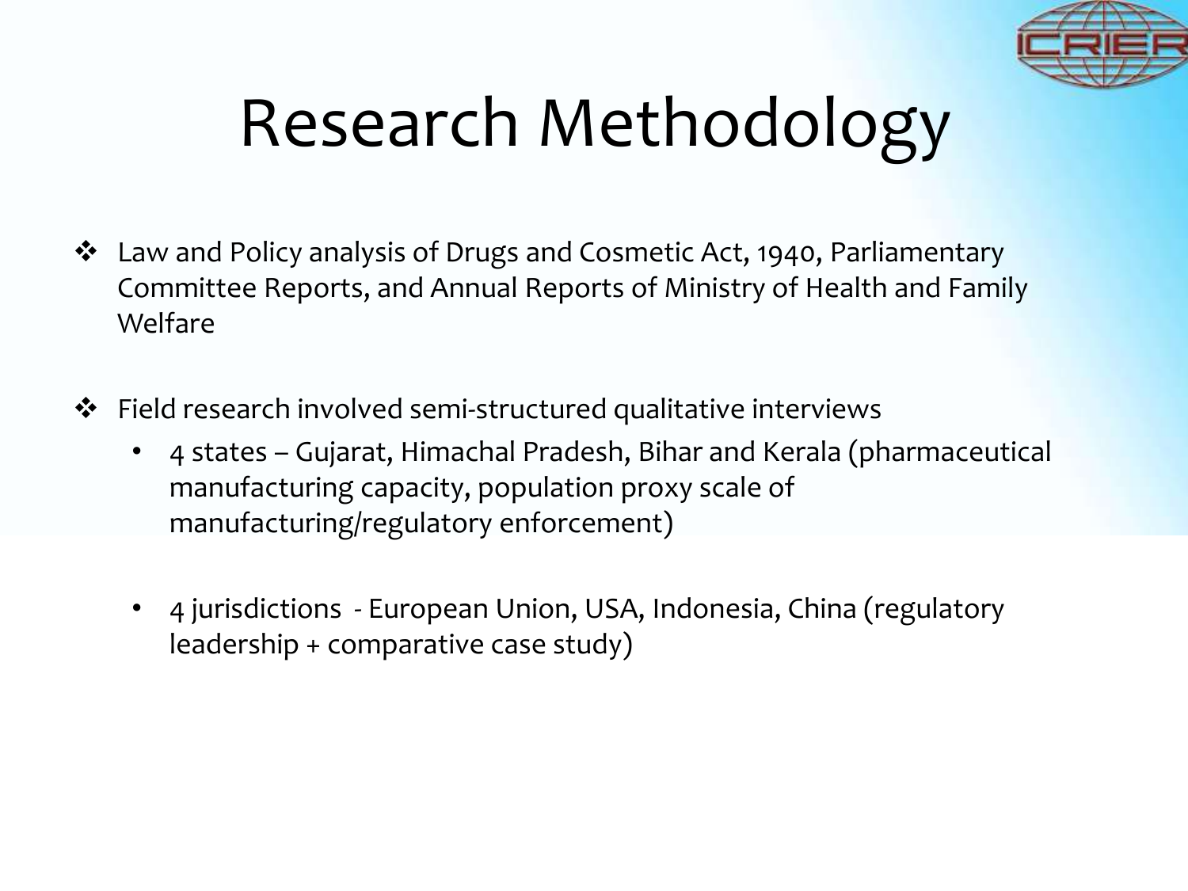# Research Methodology

- Law and Policy analysis of Drugs and Cosmetic Act, 1940, Parliamentary Committee Reports, and Annual Reports of Ministry of Health and Family Welfare

- Field research involved semi-structured qualitative interviews
  - 4 states – Gujarat, Himachal Pradesh, Bihar and Kerala (pharmaceutical manufacturing capacity, population proxy scale of manufacturing/regulatory enforcement)

  - 4 jurisdictions - European Union, USA, Indonesia, China (regulatory leadership + comparative case study)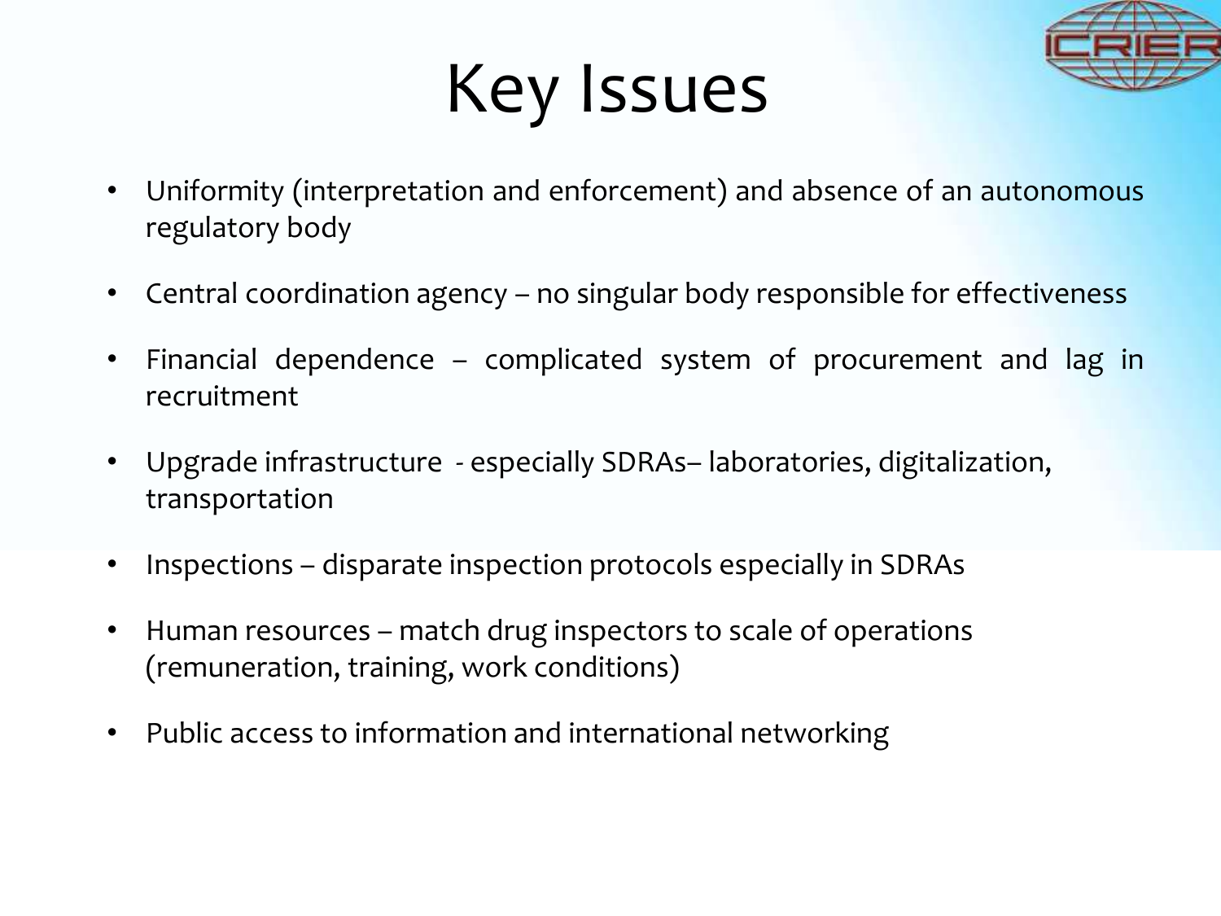# Key Issues

- Uniformity (interpretation and enforcement) and absence of an autonomous regulatory body
- Central coordination agency – no singular body responsible for effectiveness
- Financial dependence – complicated system of procurement and lag in recruitment
- Upgrade infrastructure - especially SDRAs– laboratories, digitalization, transportation
- Inspections – disparate inspection protocols especially in SDRAs
- Human resources – match drug inspectors to scale of operations (remuneration, training, work conditions)
- Public access to information and international networking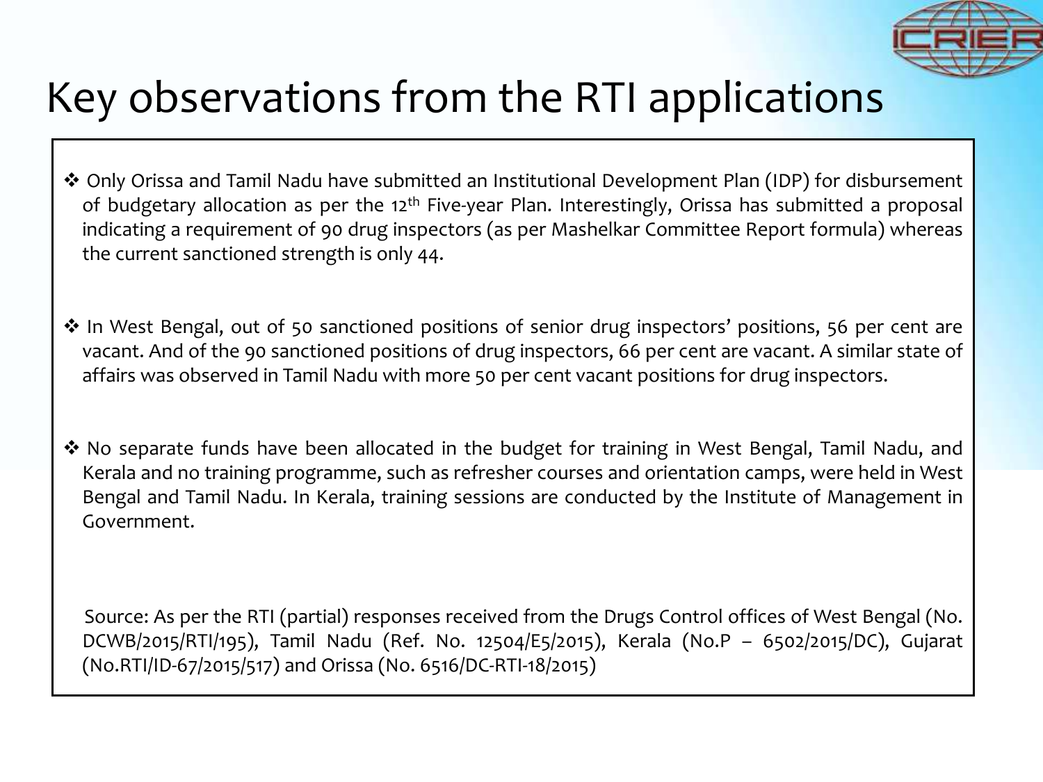# Key observations from the RTI applications

- Only Orissa and Tamil Nadu have submitted an Institutional Development Plan (IDP) for disbursement of budgetary allocation as per the 12th Five-year Plan. Interestingly, Orissa has submitted a proposal indicating a requirement of 90 drug inspectors (as per Mashelkar Committee Report formula) whereas the current sanctioned strength is only 44.

- In West Bengal, out of 50 sanctioned positions of senior drug inspectors' positions, 56 per cent are vacant. And of the 90 sanctioned positions of drug inspectors, 66 per cent are vacant. A similar state of affairs was observed in Tamil Nadu with more 50 per cent vacant positions for drug inspectors.

- No separate funds have been allocated in the budget for training in West Bengal, Tamil Nadu, and Kerala and no training programme, such as refresher courses and orientation camps, were held in West Bengal and Tamil Nadu. In Kerala, training sessions are conducted by the Institute of Management in Government.

Source: As per the RTI (partial) responses received from the Drugs Control offices of West Bengal (No. DCWB/2015/RTI/195), Tamil Nadu (Ref. No. 12504/E5/2015), Kerala (No.P – 6502/2015/DC), Gujarat (No.RTI/ID-67/2015/517) and Orissa (No. 6516/DC-RTI-18/2015)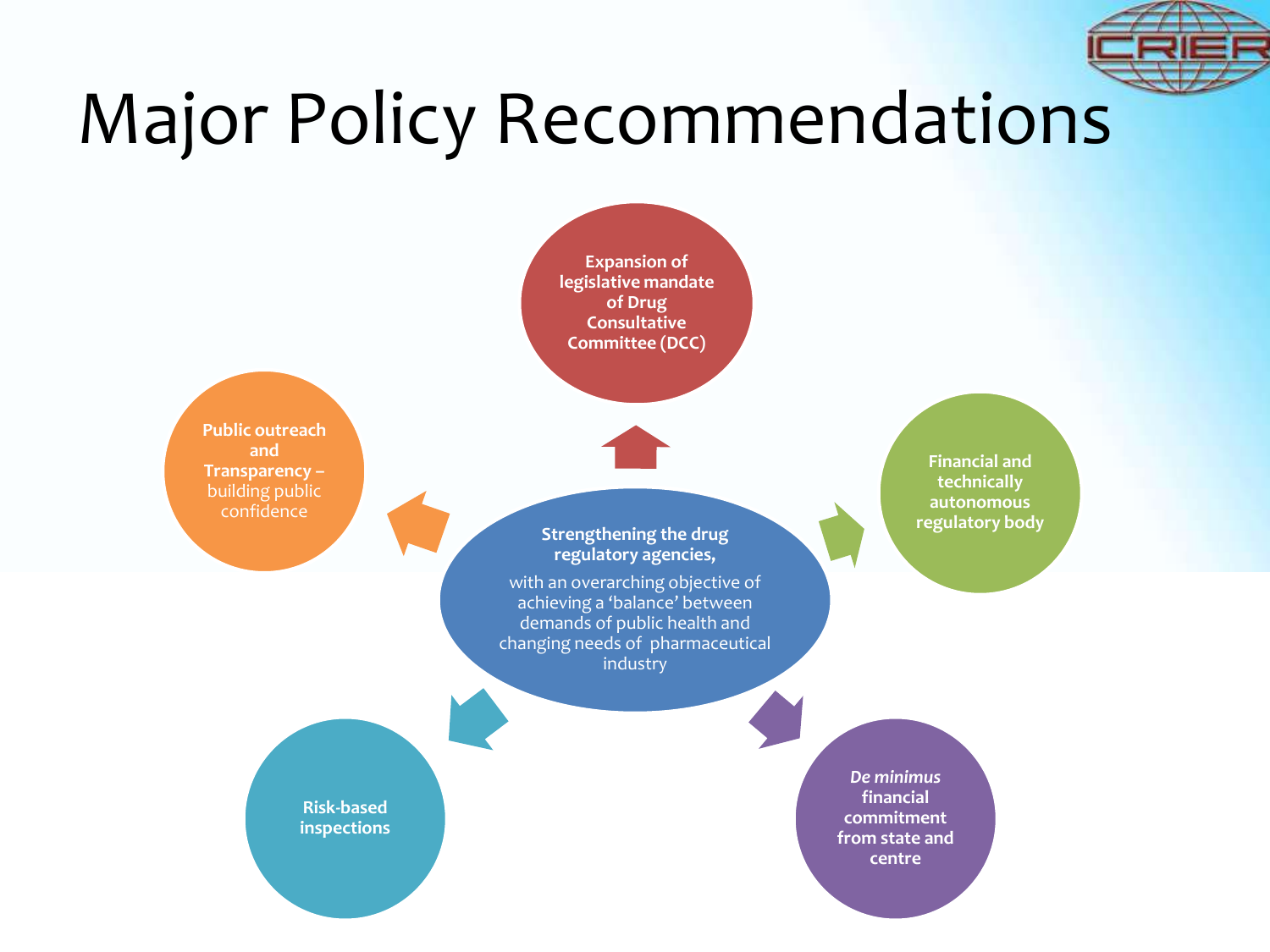# Major Policy Recommendations

**Strengthening the drug regulatory agencies,**

with an overarching objective of achieving a 'balance' between demands of public health and changing needs of pharmaceutical industry

**Expansion of legislative mandate of Drug Consultative Committee (DCC)**

**Financial and technically autonomous regulatory body**

***De minimus* financial commitment from state and centre**

**Risk-based inspections**

**Public outreach and Transparency –** building public confidence